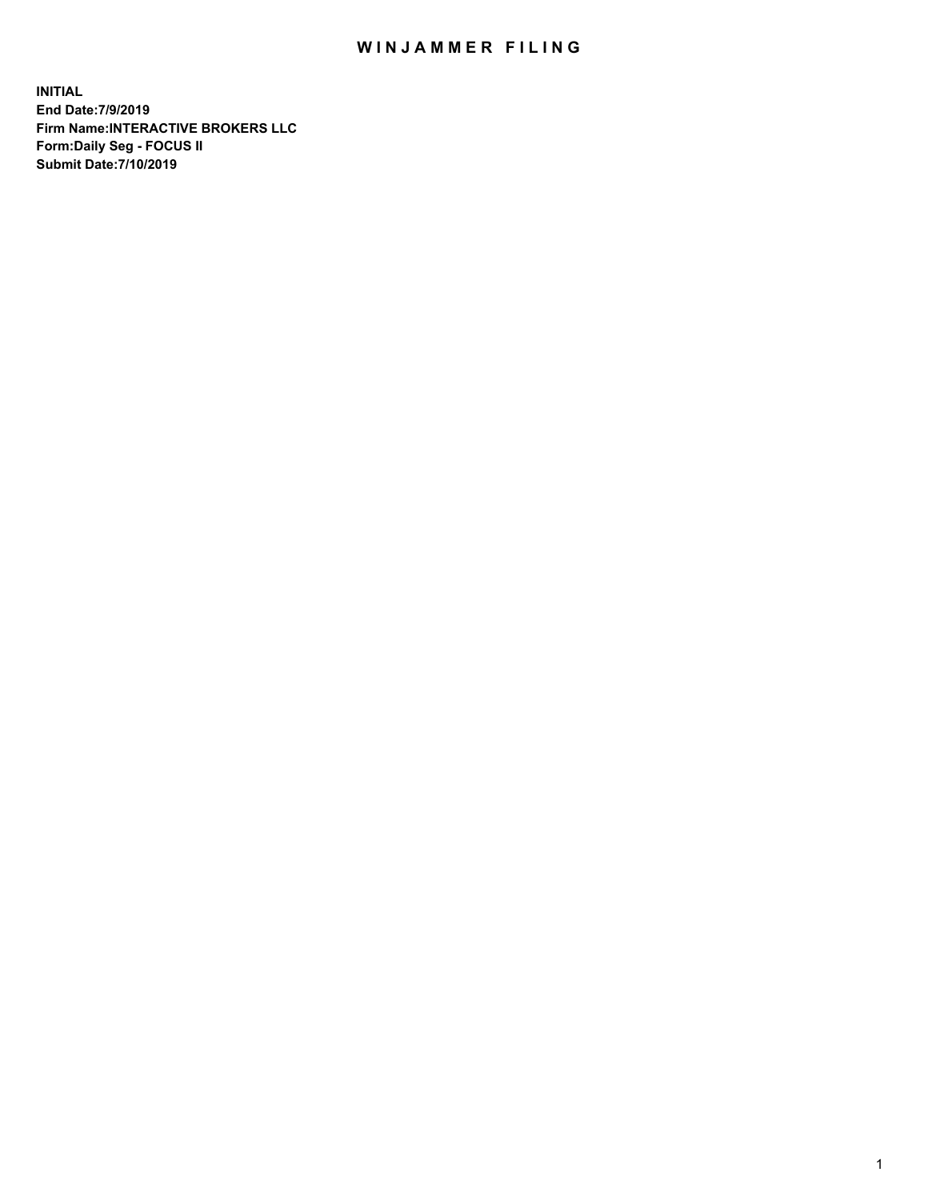# WINJAMMER FILING

**INITIAL**
**End Date:7/9/2019**
**Firm Name:INTERACTIVE BROKERS LLC**
**Form:Daily Seg - FOCUS II**
**Submit Date:7/10/2019**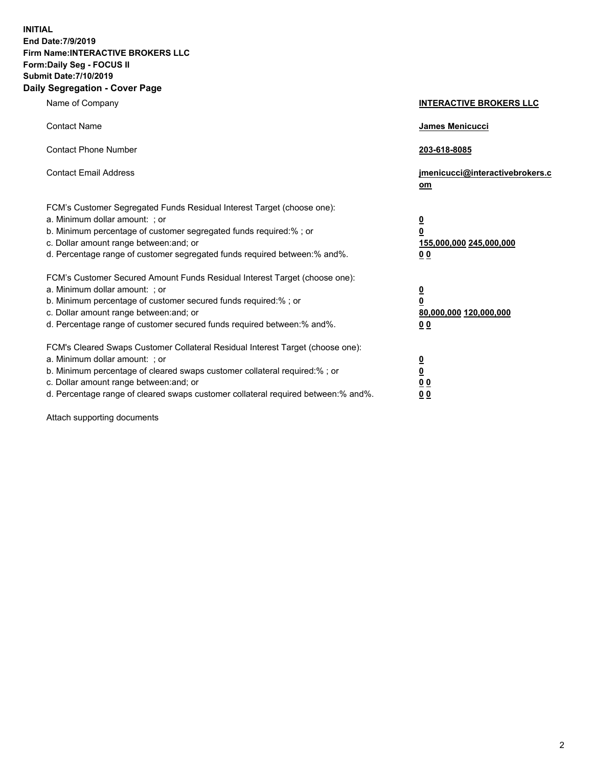**INITIAL**
**End Date:7/9/2019**
**Firm Name:INTERACTIVE BROKERS LLC**
**Form:Daily Seg - FOCUS II**
**Submit Date:7/10/2019**

## Daily Segregation - Cover Page

| | |
|---|---|
| Name of Company | **INTERACTIVE BROKERS LLC** |
| Contact Name | **James Menicucci** |
| Contact Phone Number | **203-618-8085** |
| Contact Email Address | **jmenicucci@interactivebrokers.com** |

FCM's Customer Segregated Funds Residual Interest Target (choose one):

| | |
|---|---|
| a. Minimum dollar amount: ; or | **0** |
| b. Minimum percentage of customer segregated funds required:% ; or | **0** |
| c. Dollar amount range between:and; or | **155,000,000 245,000,000** |
| d. Percentage range of customer segregated funds required between:% and%. | **0 0** |

FCM's Customer Secured Amount Funds Residual Interest Target (choose one):

| | |
|---|---|
| a. Minimum dollar amount: ; or | **0** |
| b. Minimum percentage of customer secured funds required:% ; or | **0** |
| c. Dollar amount range between:and; or | **80,000,000 120,000,000** |
| d. Percentage range of customer secured funds required between:% and%. | **0 0** |

FCM's Cleared Swaps Customer Collateral Residual Interest Target (choose one):

| | |
|---|---|
| a. Minimum dollar amount: ; or | **0** |
| b. Minimum percentage of cleared swaps customer collateral required:% ; or | **0** |
| c. Dollar amount range between:and; or | **0 0** |
| d. Percentage range of cleared swaps customer collateral required between:% and%. | **0 0** |

Attach supporting documents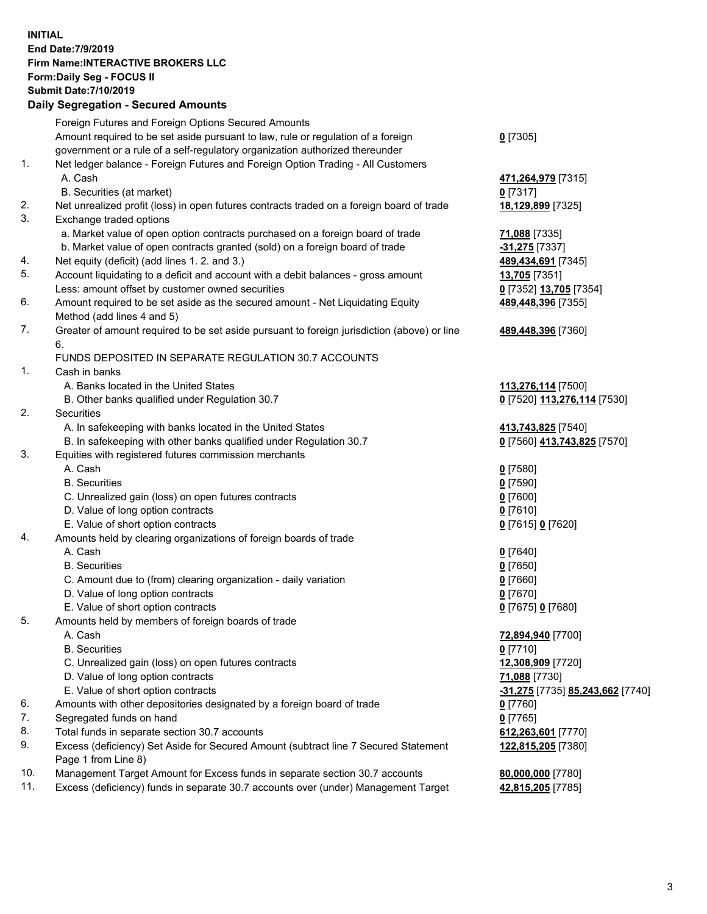**INITIAL**
**End Date:7/9/2019**
**Firm Name:INTERACTIVE BROKERS LLC**
**Form:Daily Seg - FOCUS II**
**Submit Date:7/10/2019**

## Daily Segregation - Secured Amounts

| | | |
|---|---|---|
| | Foreign Futures and Foreign Options Secured Amounts | |
| | Amount required to be set aside pursuant to law, rule or regulation of a foreign government or a rule of a self-regulatory organization authorized thereunder | **0** [7305] |
| 1. | Net ledger balance - Foreign Futures and Foreign Option Trading - All Customers | |
| | A. Cash | **471,264,979** [7315] |
| | B. Securities (at market) | **0** [7317] |
| 2. | Net unrealized profit (loss) in open futures contracts traded on a foreign board of trade | **18,129,899** [7325] |
| 3. | Exchange traded options | |
| | a. Market value of open option contracts purchased on a foreign board of trade | **71,088** [7335] |
| | b. Market value of open contracts granted (sold) on a foreign board of trade | **-31,275** [7337] |
| 4. | Net equity (deficit) (add lines 1. 2. and 3.) | **489,434,691** [7345] |
| 5. | Account liquidating to a deficit and account with a debit balances - gross amount | **13,705** [7351] |
| | Less: amount offset by customer owned securities | **0** [7352] **13,705** [7354] |
| 6. | Amount required to be set aside as the secured amount - Net Liquidating Equity Method (add lines 4 and 5) | **489,448,396** [7355] |
| 7. | Greater of amount required to be set aside pursuant to foreign jurisdiction (above) or line 6. | **489,448,396** [7360] |
| | FUNDS DEPOSITED IN SEPARATE REGULATION 30.7 ACCOUNTS | |
| 1. | Cash in banks | |
| | A. Banks located in the United States | **113,276,114** [7500] |
| | B. Other banks qualified under Regulation 30.7 | **0** [7520] **113,276,114** [7530] |
| 2. | Securities | |
| | A. In safekeeping with banks located in the United States | **413,743,825** [7540] |
| | B. In safekeeping with other banks qualified under Regulation 30.7 | **0** [7560] **413,743,825** [7570] |
| 3. | Equities with registered futures commission merchants | |
| | A. Cash | **0** [7580] |
| | B. Securities | **0** [7590] |
| | C. Unrealized gain (loss) on open futures contracts | **0** [7600] |
| | D. Value of long option contracts | **0** [7610] |
| | E. Value of short option contracts | **0** [7615] **0** [7620] |
| 4. | Amounts held by clearing organizations of foreign boards of trade | |
| | A. Cash | **0** [7640] |
| | B. Securities | **0** [7650] |
| | C. Amount due to (from) clearing organization - daily variation | **0** [7660] |
| | D. Value of long option contracts | **0** [7670] |
| | E. Value of short option contracts | **0** [7675] **0** [7680] |
| 5. | Amounts held by members of foreign boards of trade | |
| | A. Cash | **72,894,940** [7700] |
| | B. Securities | **0** [7710] |
| | C. Unrealized gain (loss) on open futures contracts | **12,308,909** [7720] |
| | D. Value of long option contracts | **71,088** [7730] |
| | E. Value of short option contracts | **-31,275** [7735] **85,243,662** [7740] |
| 6. | Amounts with other depositories designated by a foreign board of trade | **0** [7760] |
| 7. | Segregated funds on hand | **0** [7765] |
| 8. | Total funds in separate section 30.7 accounts | **612,263,601** [7770] |
| 9. | Excess (deficiency) Set Aside for Secured Amount (subtract line 7 Secured Statement Page 1 from Line 8) | **122,815,205** [7380] |
| 10. | Management Target Amount for Excess funds in separate section 30.7 accounts | **80,000,000** [7780] |
| 11. | Excess (deficiency) funds in separate 30.7 accounts over (under) Management Target | **42,815,205** [7785] |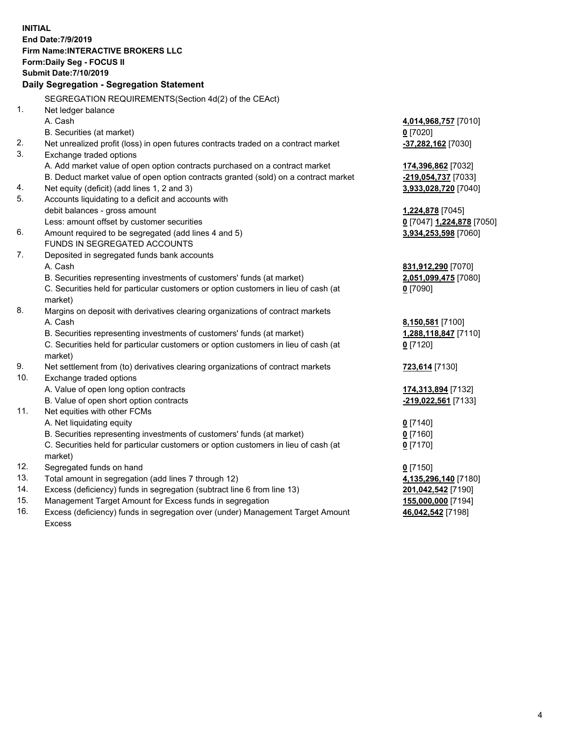**INITIAL**
**End Date:7/9/2019**
**Firm Name:INTERACTIVE BROKERS LLC**
**Form:Daily Seg - FOCUS II**
**Submit Date:7/10/2019**

### Daily Segregation - Segregation Statement

SEGREGATION REQUIREMENTS(Section 4d(2) of the CEAct)

| | | |
|---|---|---|
| 1. | Net ledger balance | |
| | A. Cash | **4,014,968,757** [7010] |
| | B. Securities (at market) | **0** [7020] |
| 2. | Net unrealized profit (loss) in open futures contracts traded on a contract market | **-37,282,162** [7030] |
| 3. | Exchange traded options | |
| | A. Add market value of open option contracts purchased on a contract market | **174,396,862** [7032] |
| | B. Deduct market value of open option contracts granted (sold) on a contract market | **-219,054,737** [7033] |
| 4. | Net equity (deficit) (add lines 1, 2 and 3) | **3,933,028,720** [7040] |
| 5. | Accounts liquidating to a deficit and accounts with debit balances - gross amount | **1,224,878** [7045] |
| | Less: amount offset by customer securities | **0** [7047] **1,224,878** [7050] |
| 6. | Amount required to be segregated (add lines 4 and 5) | **3,934,253,598** [7060] |
| | FUNDS IN SEGREGATED ACCOUNTS | |
| 7. | Deposited in segregated funds bank accounts | |
| | A. Cash | **831,912,290** [7070] |
| | B. Securities representing investments of customers' funds (at market) | **2,051,099,475** [7080] |
| | C. Securities held for particular customers or option customers in lieu of cash (at market) | **0** [7090] |
| 8. | Margins on deposit with derivatives clearing organizations of contract markets | |
| | A. Cash | **8,150,581** [7100] |
| | B. Securities representing investments of customers' funds (at market) | **1,288,118,847** [7110] |
| | C. Securities held for particular customers or option customers in lieu of cash (at market) | **0** [7120] |
| 9. | Net settlement from (to) derivatives clearing organizations of contract markets | **723,614** [7130] |
| 10. | Exchange traded options | |
| | A. Value of open long option contracts | **174,313,894** [7132] |
| | B. Value of open short option contracts | **-219,022,561** [7133] |
| 11. | Net equities with other FCMs | |
| | A. Net liquidating equity | **0** [7140] |
| | B. Securities representing investments of customers' funds (at market) | **0** [7160] |
| | C. Securities held for particular customers or option customers in lieu of cash (at market) | **0** [7170] |
| 12. | Segregated funds on hand | **0** [7150] |
| 13. | Total amount in segregation (add lines 7 through 12) | **4,135,296,140** [7180] |
| 14. | Excess (deficiency) funds in segregation (subtract line 6 from line 13) | **201,042,542** [7190] |
| 15. | Management Target Amount for Excess funds in segregation | **155,000,000** [7194] |
| 16. | Excess (deficiency) funds in segregation over (under) Management Target Amount Excess | **46,042,542** [7198] |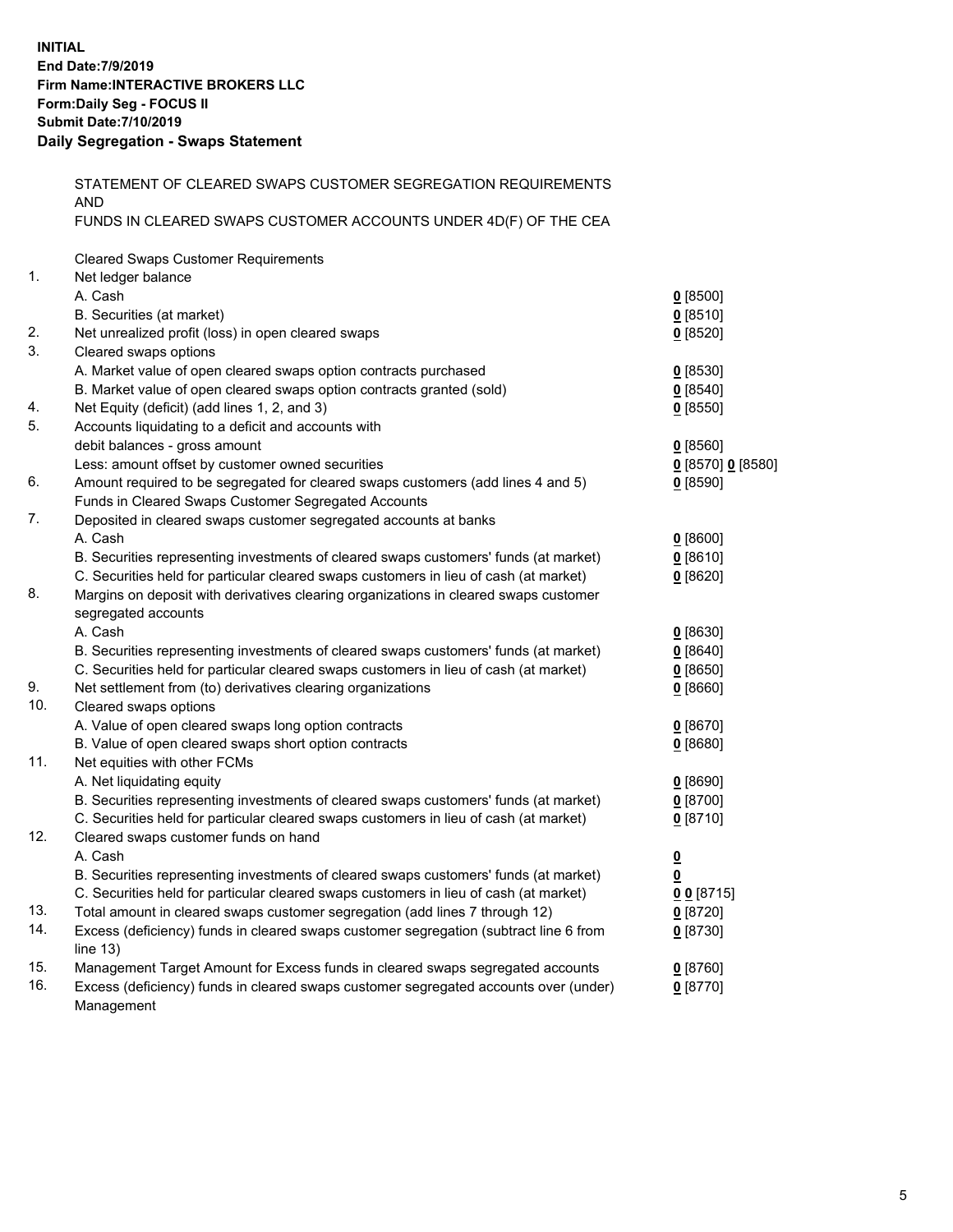**INITIAL**
**End Date:7/9/2019**
**Firm Name:INTERACTIVE BROKERS LLC**
**Form:Daily Seg - FOCUS II**
**Submit Date:7/10/2019**
**Daily Segregation - Swaps Statement**

STATEMENT OF CLEARED SWAPS CUSTOMER SEGREGATION REQUIREMENTS AND FUNDS IN CLEARED SWAPS CUSTOMER ACCOUNTS UNDER 4D(F) OF THE CEA

| | | |
|---|---|---|
| | Cleared Swaps Customer Requirements | |
| 1. | Net ledger balance | |
| | A. Cash | 0 [8500] |
| | B. Securities (at market) | 0 [8510] |
| 2. | Net unrealized profit (loss) in open cleared swaps | 0 [8520] |
| 3. | Cleared swaps options | |
| | A. Market value of open cleared swaps option contracts purchased | 0 [8530] |
| | B. Market value of open cleared swaps option contracts granted (sold) | 0 [8540] |
| 4. | Net Equity (deficit) (add lines 1, 2, and 3) | 0 [8550] |
| 5. | Accounts liquidating to a deficit and accounts with debit balances - gross amount | 0 [8560] |
| | Less: amount offset by customer owned securities | 0 [8570] 0 [8580] |
| 6. | Amount required to be segregated for cleared swaps customers (add lines 4 and 5) | 0 [8590] |
| | Funds in Cleared Swaps Customer Segregated Accounts | |
| 7. | Deposited in cleared swaps customer segregated accounts at banks | |
| | A. Cash | 0 [8600] |
| | B. Securities representing investments of cleared swaps customers' funds (at market) | 0 [8610] |
| | C. Securities held for particular cleared swaps customers in lieu of cash (at market) | 0 [8620] |
| 8. | Margins on deposit with derivatives clearing organizations in cleared swaps customer segregated accounts | |
| | A. Cash | 0 [8630] |
| | B. Securities representing investments of cleared swaps customers' funds (at market) | 0 [8640] |
| | C. Securities held for particular cleared swaps customers in lieu of cash (at market) | 0 [8650] |
| 9. | Net settlement from (to) derivatives clearing organizations | 0 [8660] |
| 10. | Cleared swaps options | |
| | A. Value of open cleared swaps long option contracts | 0 [8670] |
| | B. Value of open cleared swaps short option contracts | 0 [8680] |
| 11. | Net equities with other FCMs | |
| | A. Net liquidating equity | 0 [8690] |
| | B. Securities representing investments of cleared swaps customers' funds (at market) | 0 [8700] |
| | C. Securities held for particular cleared swaps customers in lieu of cash (at market) | 0 [8710] |
| 12. | Cleared swaps customer funds on hand | |
| | A. Cash | 0 |
| | B. Securities representing investments of cleared swaps customers' funds (at market) | 0 |
| | C. Securities held for particular cleared swaps customers in lieu of cash (at market) | 0 0 [8715] |
| 13. | Total amount in cleared swaps customer segregation (add lines 7 through 12) | 0 [8720] |
| 14. | Excess (deficiency) funds in cleared swaps customer segregation (subtract line 6 from line 13) | 0 [8730] |
| 15. | Management Target Amount for Excess funds in cleared swaps segregated accounts | 0 [8760] |
| 16. | Excess (deficiency) funds in cleared swaps customer segregated accounts over (under) Management | 0 [8770] |